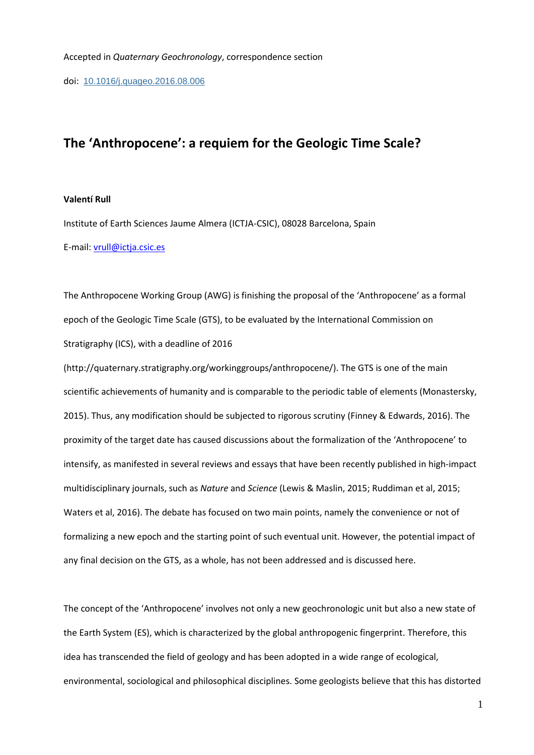Accepted in *Quaternary Geochronology*, correspondence section

doi: 10.1016/j.quageo.2016.08.006

# The 'Anthropocene': a requiem for the Geologic Time Scale?

**Valentí Rull**

Institute of Earth Sciences Jaume Almera (ICTJA-CSIC), 08028 Barcelona, Spain

E-mail: vrull@ictja.csic.es

The Anthropocene Working Group (AWG) is finishing the proposal of the 'Anthropocene' as a formal epoch of the Geologic Time Scale (GTS), to be evaluated by the International Commission on Stratigraphy (ICS), with a deadline of 2016 (http://quaternary.stratigraphy.org/workinggroups/anthropocene/). The GTS is one of the main scientific achievements of humanity and is comparable to the periodic table of elements (Monastersky, 2015). Thus, any modification should be subjected to rigorous scrutiny (Finney & Edwards, 2016). The proximity of the target date has caused discussions about the formalization of the 'Anthropocene' to intensify, as manifested in several reviews and essays that have been recently published in high-impact multidisciplinary journals, such as *Nature* and *Science* (Lewis & Maslin, 2015; Ruddiman et al, 2015; Waters et al, 2016). The debate has focused on two main points, namely the convenience or not of formalizing a new epoch and the starting point of such eventual unit. However, the potential impact of any final decision on the GTS, as a whole, has not been addressed and is discussed here.

The concept of the 'Anthropocene' involves not only a new geochronologic unit but also a new state of the Earth System (ES), which is characterized by the global anthropogenic fingerprint. Therefore, this idea has transcended the field of geology and has been adopted in a wide range of ecological, environmental, sociological and philosophical disciplines. Some geologists believe that this has distorted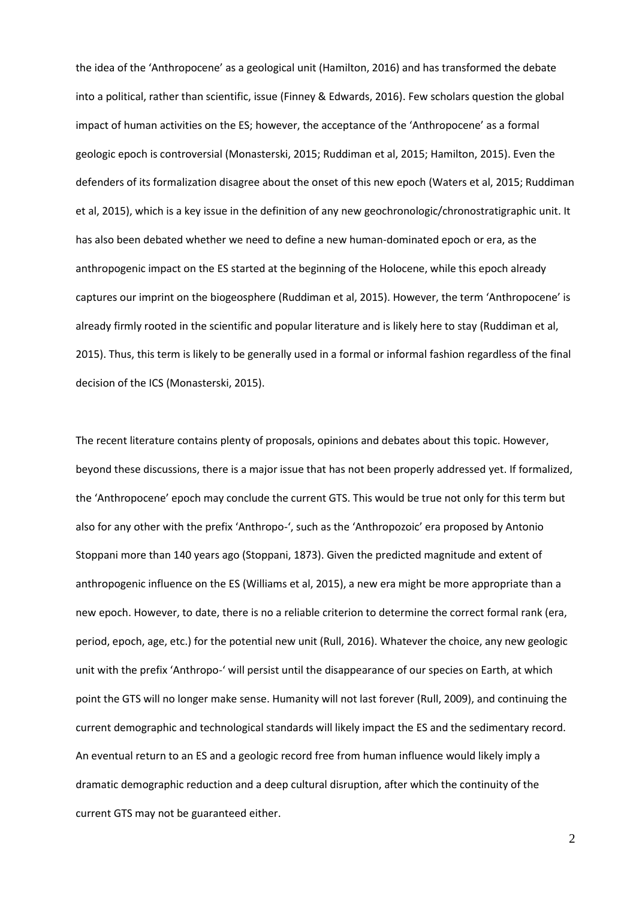the idea of the 'Anthropocene' as a geological unit (Hamilton, 2016) and has transformed the debate into a political, rather than scientific, issue (Finney & Edwards, 2016). Few scholars question the global impact of human activities on the ES; however, the acceptance of the 'Anthropocene' as a formal geologic epoch is controversial (Monasterski, 2015; Ruddiman et al, 2015; Hamilton, 2015). Even the defenders of its formalization disagree about the onset of this new epoch (Waters et al, 2015; Ruddiman et al, 2015), which is a key issue in the definition of any new geochronologic/chronostratigraphic unit. It has also been debated whether we need to define a new human-dominated epoch or era, as the anthropogenic impact on the ES started at the beginning of the Holocene, while this epoch already captures our imprint on the biogeosphere (Ruddiman et al, 2015). However, the term 'Anthropocene' is already firmly rooted in the scientific and popular literature and is likely here to stay (Ruddiman et al, 2015). Thus, this term is likely to be generally used in a formal or informal fashion regardless of the final decision of the ICS (Monasterski, 2015).

The recent literature contains plenty of proposals, opinions and debates about this topic. However, beyond these discussions, there is a major issue that has not been properly addressed yet. If formalized, the 'Anthropocene' epoch may conclude the current GTS. This would be true not only for this term but also for any other with the prefix 'Anthropo-', such as the 'Anthropozoic' era proposed by Antonio Stoppani more than 140 years ago (Stoppani, 1873). Given the predicted magnitude and extent of anthropogenic influence on the ES (Williams et al, 2015), a new era might be more appropriate than a new epoch. However, to date, there is no a reliable criterion to determine the correct formal rank (era, period, epoch, age, etc.) for the potential new unit (Rull, 2016). Whatever the choice, any new geologic unit with the prefix 'Anthropo-' will persist until the disappearance of our species on Earth, at which point the GTS will no longer make sense. Humanity will not last forever (Rull, 2009), and continuing the current demographic and technological standards will likely impact the ES and the sedimentary record. An eventual return to an ES and a geologic record free from human influence would likely imply a dramatic demographic reduction and a deep cultural disruption, after which the continuity of the current GTS may not be guaranteed either.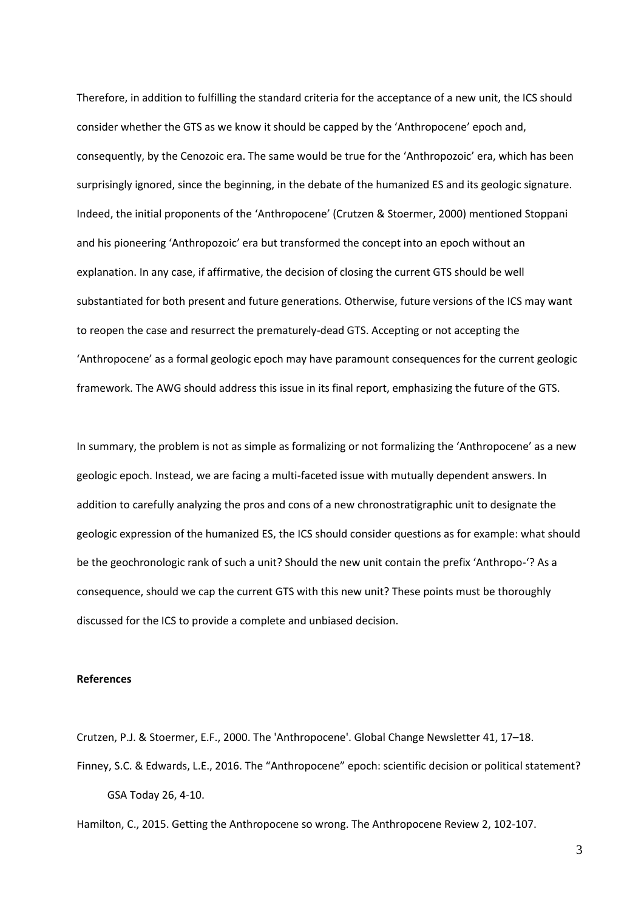Therefore, in addition to fulfilling the standard criteria for the acceptance of a new unit, the ICS should consider whether the GTS as we know it should be capped by the 'Anthropocene' epoch and, consequently, by the Cenozoic era. The same would be true for the 'Anthropozoic' era, which has been surprisingly ignored, since the beginning, in the debate of the humanized ES and its geologic signature. Indeed, the initial proponents of the 'Anthropocene' (Crutzen & Stoermer, 2000) mentioned Stoppani and his pioneering 'Anthropozoic' era but transformed the concept into an epoch without an explanation. In any case, if affirmative, the decision of closing the current GTS should be well substantiated for both present and future generations. Otherwise, future versions of the ICS may want to reopen the case and resurrect the prematurely-dead GTS. Accepting or not accepting the 'Anthropocene' as a formal geologic epoch may have paramount consequences for the current geologic framework. The AWG should address this issue in its final report, emphasizing the future of the GTS.

In summary, the problem is not as simple as formalizing or not formalizing the 'Anthropocene' as a new geologic epoch. Instead, we are facing a multi-faceted issue with mutually dependent answers. In addition to carefully analyzing the pros and cons of a new chronostratigraphic unit to designate the geologic expression of the humanized ES, the ICS should consider questions as for example: what should be the geochronologic rank of such a unit? Should the new unit contain the prefix 'Anthropo-'? As a consequence, should we cap the current GTS with this new unit? These points must be thoroughly discussed for the ICS to provide a complete and unbiased decision.

**References**

Crutzen, P.J. & Stoermer, E.F., 2000. The 'Anthropocene'. Global Change Newsletter 41, 17–18.

Finney, S.C. & Edwards, L.E., 2016. The "Anthropocene" epoch: scientific decision or political statement? GSA Today 26, 4-10.

Hamilton, C., 2015. Getting the Anthropocene so wrong. The Anthropocene Review 2, 102-107.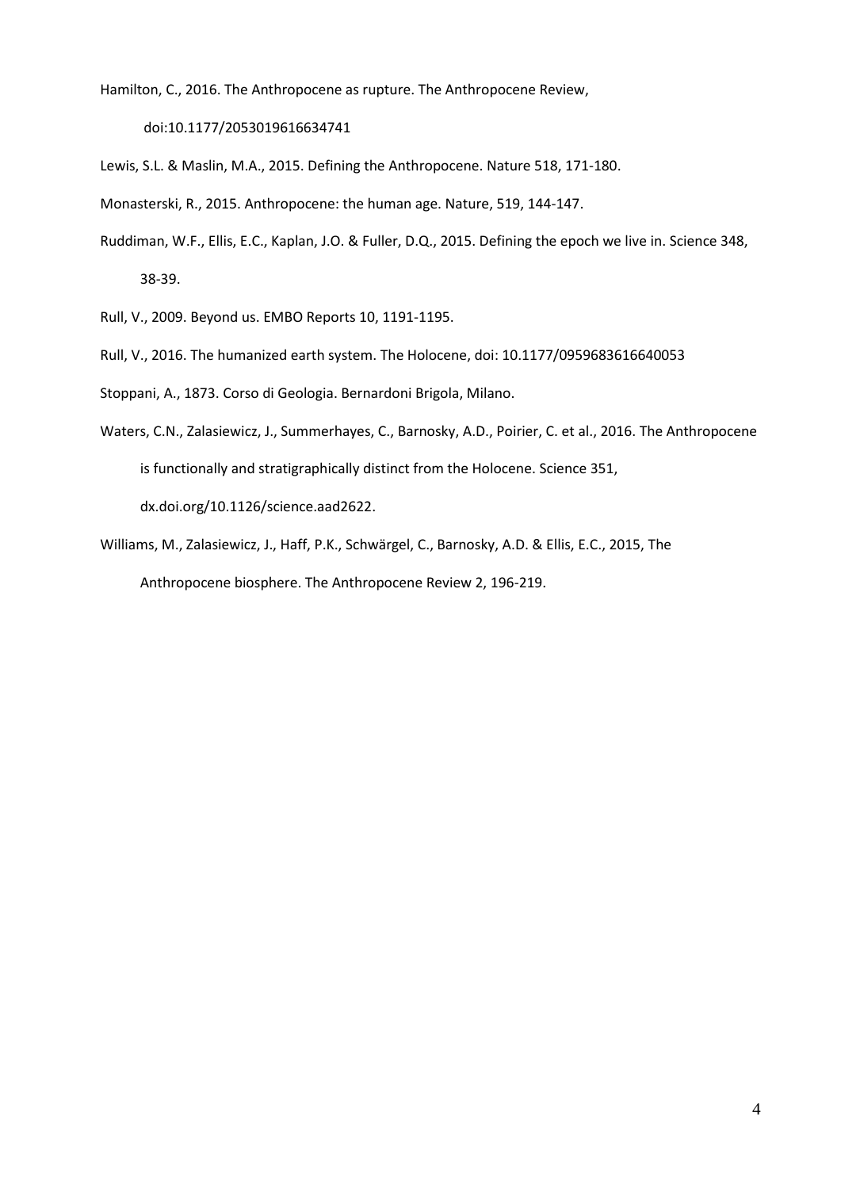Hamilton, C., 2016. The Anthropocene as rupture. The Anthropocene Review, doi:10.1177/2053019616634741

Lewis, S.L. & Maslin, M.A., 2015. Defining the Anthropocene. Nature 518, 171-180.

Monasterski, R., 2015. Anthropocene: the human age. Nature, 519, 144-147.

Ruddiman, W.F., Ellis, E.C., Kaplan, J.O. & Fuller, D.Q., 2015. Defining the epoch we live in. Science 348, 38-39.

Rull, V., 2009. Beyond us. EMBO Reports 10, 1191-1195.

Rull, V., 2016. The humanized earth system. The Holocene, doi: 10.1177/0959683616640053

Stoppani, A., 1873. Corso di Geologia. Bernardoni Brigola, Milano.

Waters, C.N., Zalasiewicz, J., Summerhayes, C., Barnosky, A.D., Poirier, C. et al., 2016. The Anthropocene is functionally and stratigraphically distinct from the Holocene. Science 351, dx.doi.org/10.1126/science.aad2622.

Williams, M., Zalasiewicz, J., Haff, P.K., Schwärgel, C., Barnosky, A.D. & Ellis, E.C., 2015, The Anthropocene biosphere. The Anthropocene Review 2, 196-219.